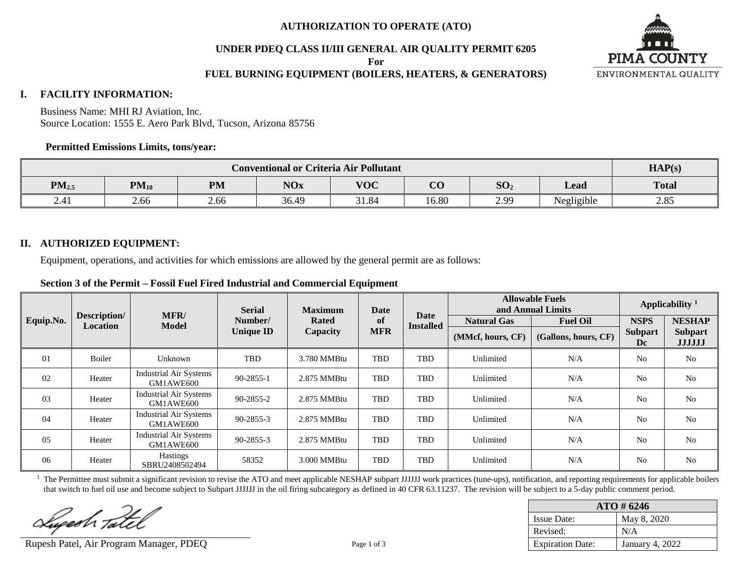# AUTHORIZATION TO OPERATE (ATO)

## UNDER PDEQ CLASS II/III GENERAL AIR QUALITY PERMIT 6205

**For**

## FUEL BURNING EQUIPMENT (BOILERS, HEATERS, & GENERATORS)

PIMA COUNTY
ENVIRONMENTAL QUALITY

## I. FACILITY INFORMATION:

Business Name: MHI RJ Aviation, Inc.
Source Location: 1555 E. Aero Park Blvd, Tucson, Arizona 85756

**Permitted Emissions Limits, tons/year:**

| Conventional or Criteria Air Pollutant | | | | | | | | HAP(s) |
|---|---|---|---|---|---|---|---|---|
| $PM_{2.5}$ | $PM_{10}$ | PM | NOx | VOC | CO | $SO_2$ | Lead | Total |
| 2.41 | 2.66 | 2.66 | 36.49 | 31.84 | 16.80 | 2.99 | Negligible | 2.85 |

## II. AUTHORIZED EQUIPMENT:

Equipment, operations, and activities for which emissions are allowed by the general permit are as follows:

**Section 3 of the Permit – Fossil Fuel Fired Industrial and Commercial Equipment**

| Equip.No. | Description/ Location | MFR/ Model | Serial Number/ Unique ID | Maximum Rated Capacity | Date of MFR | Date Installed | Allowable Fuels and Annual Limits | | Applicability [1] | |
|---|---|---|---|---|---|---|---|---|---|---|
| | | | | | | | Natural Gas | Fuel Oil | NSPS | NESHAP |
| | | | | | | | (MMcf, hours, CF) | (Gallons, hours, CF) | Subpart Dc | Subpart JJJJJJ |
| 01 | Boiler | Unknown | TBD | 3.780 MMBtu | TBD | TBD | Unlimited | N/A | No | No |
| 02 | Heater | Industrial Air Systems GM1AWE600 | 90-2855-1 | 2.875 MMBtu | TBD | TBD | Unlimited | N/A | No | No |
| 03 | Heater | Industrial Air Systems GM1AWE600 | 90-2855-2 | 2.875 MMBtu | TBD | TBD | Unlimited | N/A | No | No |
| 04 | Heater | Industrial Air Systems GM1AWE600 | 90-2855-3 | 2.875 MMBtu | TBD | TBD | Unlimited | N/A | No | No |
| 05 | Heater | Industrial Air Systems GM1AWE600 | 90-2855-3 | 2.875 MMBtu | TBD | TBD | Unlimited | N/A | No | No |
| 06 | Heater | Hastings SBRU2408502494 | 58352 | 3.000 MMBtu | TBD | TBD | Unlimited | N/A | No | No |

[1] The Permittee must submit a significant revision to revise the ATO and meet applicable NESHAP subpart JJJJJJ work practices (tune-ups), notification, and reporting requirements for applicable boilers that switch to fuel oil use and become subject to Subpart JJJJJJ in the oil firing subcategory as defined in 40 CFR 63.11237. The revision will be subject to a 5-day public comment period.

Rupesh Patel, Air Program Manager, PDEQ

| ATO # 6246 | |
|---|---|
| Issue Date: | May 8, 2020 |
| Revised: | N/A |
| Expiration Date: | January 4, 2022 |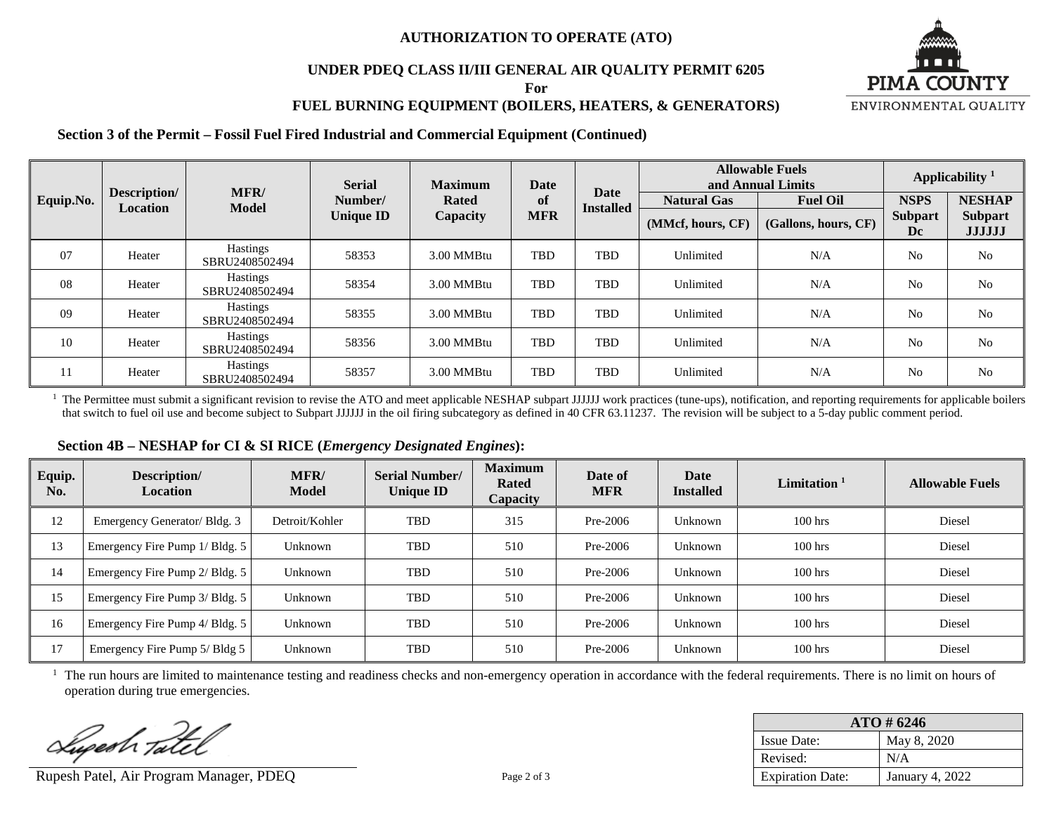**AUTHORIZATION TO OPERATE (ATO)**

**UNDER PDEQ CLASS II/III GENERAL AIR QUALITY PERMIT 6205**

**For**

**FUEL BURNING EQUIPMENT (BOILERS, HEATERS, & GENERATORS)**

PIMA COUNTY ENVIRONMENTAL QUALITY

### Section 3 of the Permit – Fossil Fuel Fired Industrial and Commercial Equipment (Continued)

| Equip.No. | Description/ Location | MFR/ Model | Serial Number/ Unique ID | Maximum Rated Capacity | Date of MFR | Date Installed | Allowable Fuels and Annual Limits | | Applicability [1] | |
|---|---|---|---|---|---|---|---|---|---|---|
| | | | | | | | Natural Gas (MMcf, hours, CF) | Fuel Oil (Gallons, hours, CF) | NSPS Subpart Dc | NESHAP Subpart JJJJJJ |
| 07 | Heater | Hastings SBRU2408502494 | 58353 | 3.00 MMBtu | TBD | TBD | Unlimited | N/A | No | No |
| 08 | Heater | Hastings SBRU2408502494 | 58354 | 3.00 MMBtu | TBD | TBD | Unlimited | N/A | No | No |
| 09 | Heater | Hastings SBRU2408502494 | 58355 | 3.00 MMBtu | TBD | TBD | Unlimited | N/A | No | No |
| 10 | Heater | Hastings SBRU2408502494 | 58356 | 3.00 MMBtu | TBD | TBD | Unlimited | N/A | No | No |
| 11 | Heater | Hastings SBRU2408502494 | 58357 | 3.00 MMBtu | TBD | TBD | Unlimited | N/A | No | No |

[1] The Permittee must submit a significant revision to revise the ATO and meet applicable NESHAP subpart JJJJJJ work practices (tune-ups), notification, and reporting requirements for applicable boilers that switch to fuel oil use and become subject to Subpart JJJJJJ in the oil firing subcategory as defined in 40 CFR 63.11237. The revision will be subject to a 5-day public comment period.

### Section 4B – NESHAP for CI & SI RICE (*Emergency Designated Engines*):

| Equip. No. | Description/ Location | MFR/ Model | Serial Number/ Unique ID | Maximum Rated Capacity | Date of MFR | Date Installed | Limitation [1] | Allowable Fuels |
|---|---|---|---|---|---|---|---|---|
| 12 | Emergency Generator/ Bldg. 3 | Detroit/Kohler | TBD | 315 | Pre-2006 | Unknown | 100 hrs | Diesel |
| 13 | Emergency Fire Pump 1/ Bldg. 5 | Unknown | TBD | 510 | Pre-2006 | Unknown | 100 hrs | Diesel |
| 14 | Emergency Fire Pump 2/ Bldg. 5 | Unknown | TBD | 510 | Pre-2006 | Unknown | 100 hrs | Diesel |
| 15 | Emergency Fire Pump 3/ Bldg. 5 | Unknown | TBD | 510 | Pre-2006 | Unknown | 100 hrs | Diesel |
| 16 | Emergency Fire Pump 4/ Bldg. 5 | Unknown | TBD | 510 | Pre-2006 | Unknown | 100 hrs | Diesel |
| 17 | Emergency Fire Pump 5/ Bldg 5 | Unknown | TBD | 510 | Pre-2006 | Unknown | 100 hrs | Diesel |

[1] The run hours are limited to maintenance testing and readiness checks and non-emergency operation in accordance with the federal requirements. There is no limit on hours of operation during true emergencies.

Rupesh Patel, Air Program Manager, PDEQ

| ATO # 6246 | |
|---|---|
| Issue Date: | May 8, 2020 |
| Revised: | N/A |
| Expiration Date: | January 4, 2022 |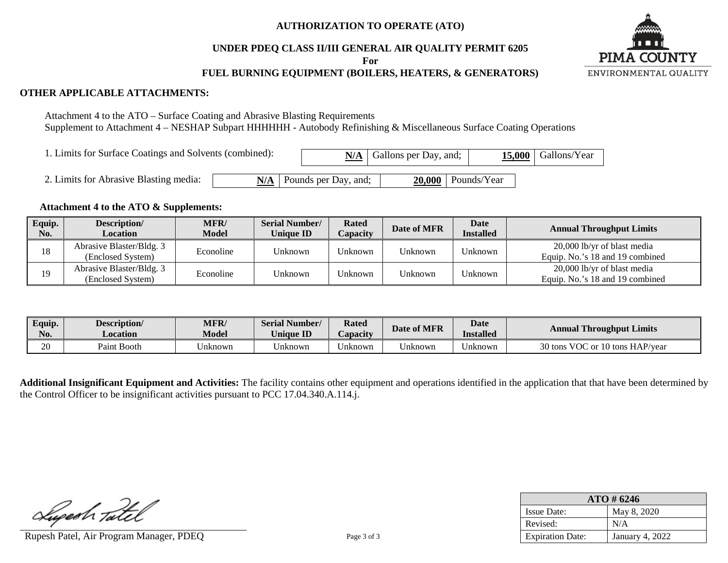**AUTHORIZATION TO OPERATE (ATO)**

**UNDER PDEQ CLASS II/III GENERAL AIR QUALITY PERMIT 6205**

**For**

**FUEL BURNING EQUIPMENT (BOILERS, HEATERS, & GENERATORS)**

PIMA COUNTY ENVIRONMENTAL QUALITY

**OTHER APPLICABLE ATTACHMENTS:**

Attachment 4 to the ATO – Surface Coating and Abrasive Blasting Requirements
Supplement to Attachment 4 – NESHAP Subpart HHHHHH - Autobody Refinishing & Miscellaneous Surface Coating Operations

1. Limits for Surface Coatings and Solvents (combined): **N/A** Gallons per Day, and; **15,000** Gallons/Year

2. Limits for Abrasive Blasting media: **N/A** Pounds per Day, and; **20,000** Pounds/Year

**Attachment 4 to the ATO & Supplements:**

| Equip. No. | Description/ Location | MFR/ Model | Serial Number/ Unique ID | Rated Capacity | Date of MFR | Date Installed | Annual Throughput Limits |
|---|---|---|---|---|---|---|---|
| 18 | Abrasive Blaster/Bldg. 3 (Enclosed System) | Econoline | Unknown | Unknown | Unknown | Unknown | 20,000 lb/yr of blast media Equip. No.'s 18 and 19 combined |
| 19 | Abrasive Blaster/Bldg. 3 (Enclosed System) | Econoline | Unknown | Unknown | Unknown | Unknown | 20,000 lb/yr of blast media Equip. No.'s 18 and 19 combined |

| Equip. No. | Description/ Location | MFR/ Model | Serial Number/ Unique ID | Rated Capacity | Date of MFR | Date Installed | Annual Throughput Limits |
|---|---|---|---|---|---|---|---|
| 20 | Paint Booth | Unknown | Unknown | Unknown | Unknown | Unknown | 30 tons VOC or 10 tons HAP/year |

**Additional Insignificant Equipment and Activities:** The facility contains other equipment and operations identified in the application that that have been determined by the Control Officer to be insignificant activities pursuant to PCC 17.04.340.A.114.j.

Rupesh Patel, Air Program Manager, PDEQ

| ATO # 6246 | |
|---|---|
| Issue Date: | May 8, 2020 |
| Revised: | N/A |
| Expiration Date: | January 4, 2022 |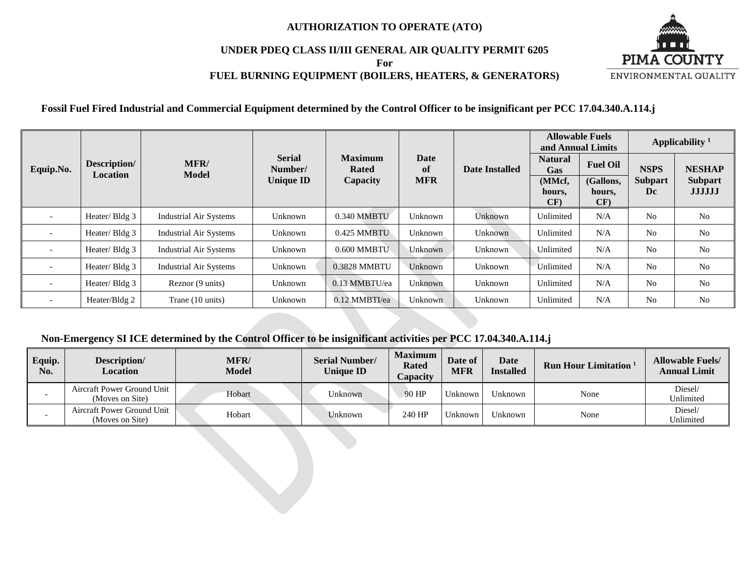**AUTHORIZATION TO OPERATE (ATO)**

**UNDER PDEQ CLASS II/III GENERAL AIR QUALITY PERMIT 6205**

**For**

**FUEL BURNING EQUIPMENT (BOILERS, HEATERS, & GENERATORS)**

**Fossil Fuel Fired Industrial and Commercial Equipment determined by the Control Officer to be insignificant per PCC 17.04.340.A.114.j**

| Equip.No. | Description/ Location | MFR/ Model | Serial Number/ Unique ID | Maximum Rated Capacity | Date of MFR | Date Installed | Allowable Fuels and Annual Limits | | Applicability [1] | |
|---|---|---|---|---|---|---|---|---|---|---|
| | | | | | | | Natural Gas (MMcf, hours, CF) | Fuel Oil (Gallons, hours, CF) | NSPS Subpart Dc | NESHAP Subpart JJJJJJ |
| - | Heater/ Bldg 3 | Industrial Air Systems | Unknown | 0.340 MMBTU | Unknown | Unknown | Unlimited | N/A | No | No |
| - | Heater/ Bldg 3 | Industrial Air Systems | Unknown | 0.425 MMBTU | Unknown | Unknown | Unlimited | N/A | No | No |
| - | Heater/ Bldg 3 | Industrial Air Systems | Unknown | 0.600 MMBTU | Unknown | Unknown | Unlimited | N/A | No | No |
| - | Heater/ Bldg 3 | Industrial Air Systems | Unknown | 0.3828 MMBTU | Unknown | Unknown | Unlimited | N/A | No | No |
| - | Heater/ Bldg 3 | Reznor (9 units) | Unknown | 0.13 MMBTU/ea | Unknown | Unknown | Unlimited | N/A | No | No |
| - | Heater/Bldg 2 | Trane (10 units) | Unknown | 0.12 MMBTI/ea | Unknown | Unknown | Unlimited | N/A | No | No |

**Non-Emergency SI ICE determined by the Control Officer to be insignificant activities per PCC 17.04.340.A.114.j**

| Equip. No. | Description/ Location | MFR/ Model | Serial Number/ Unique ID | Maximum Rated Capacity | Date of MFR | Date Installed | Run Hour Limitation [1] | Allowable Fuels/ Annual Limit |
|---|---|---|---|---|---|---|---|---|
| - | Aircraft Power Ground Unit (Moves on Site) | Hobart | Unknown | 90 HP | Unknown | Unknown | None | Diesel/ Unlimited |
| - | Aircraft Power Ground Unit (Moves on Site) | Hobart | Unknown | 240 HP | Unknown | Unknown | None | Diesel/ Unlimited |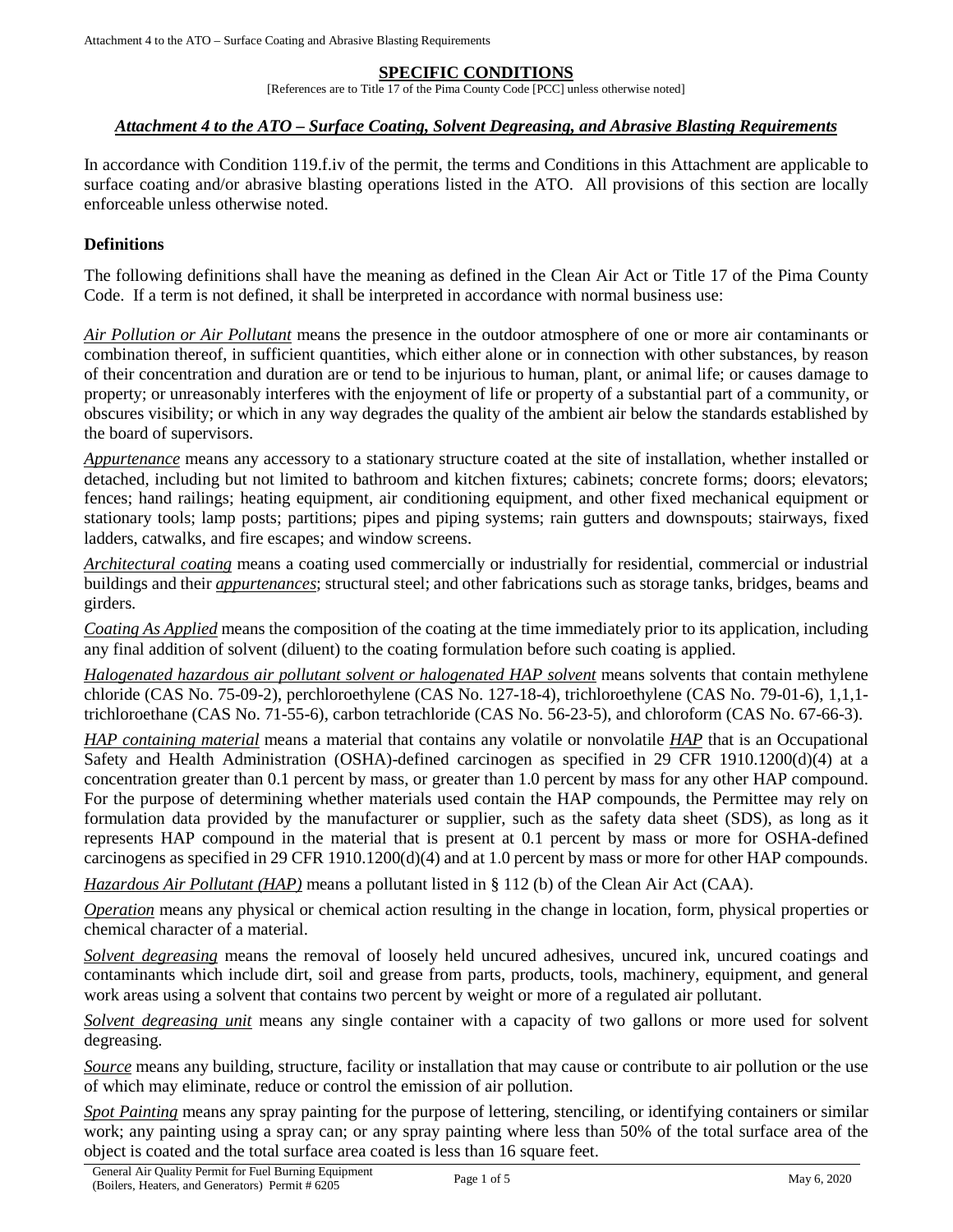## SPECIFIC CONDITIONS

[References are to Title 17 of the Pima County Code [PCC] unless otherwise noted]

### *Attachment 4 to the ATO – Surface Coating, Solvent Degreasing, and Abrasive Blasting Requirements*

In accordance with Condition 119.f.iv of the permit, the terms and Conditions in this Attachment are applicable to surface coating and/or abrasive blasting operations listed in the ATO. All provisions of this section are locally enforceable unless otherwise noted.

**Definitions**

The following definitions shall have the meaning as defined in the Clean Air Act or Title 17 of the Pima County Code. If a term is not defined, it shall be interpreted in accordance with normal business use:

*Air Pollution or Air Pollutant* means the presence in the outdoor atmosphere of one or more air contaminants or combination thereof, in sufficient quantities, which either alone or in connection with other substances, by reason of their concentration and duration are or tend to be injurious to human, plant, or animal life; or causes damage to property; or unreasonably interferes with the enjoyment of life or property of a substantial part of a community, or obscures visibility; or which in any way degrades the quality of the ambient air below the standards established by the board of supervisors.

*Appurtenance* means any accessory to a stationary structure coated at the site of installation, whether installed or detached, including but not limited to bathroom and kitchen fixtures; cabinets; concrete forms; doors; elevators; fences; hand railings; heating equipment, air conditioning equipment, and other fixed mechanical equipment or stationary tools; lamp posts; partitions; pipes and piping systems; rain gutters and downspouts; stairways, fixed ladders, catwalks, and fire escapes; and window screens.

*Architectural coating* means a coating used commercially or industrially for residential, commercial or industrial buildings and their *appurtenances*; structural steel; and other fabrications such as storage tanks, bridges, beams and girders.

*Coating As Applied* means the composition of the coating at the time immediately prior to its application, including any final addition of solvent (diluent) to the coating formulation before such coating is applied.

*Halogenated hazardous air pollutant solvent or halogenated HAP solvent* means solvents that contain methylene chloride (CAS No. 75-09-2), perchloroethylene (CAS No. 127-18-4), trichloroethylene (CAS No. 79-01-6), 1,1,1-trichloroethane (CAS No. 71-55-6), carbon tetrachloride (CAS No. 56-23-5), and chloroform (CAS No. 67-66-3).

*HAP containing material* means a material that contains any volatile or nonvolatile *HAP* that is an Occupational Safety and Health Administration (OSHA)-defined carcinogen as specified in 29 CFR 1910.1200(d)(4) at a concentration greater than 0.1 percent by mass, or greater than 1.0 percent by mass for any other HAP compound. For the purpose of determining whether materials used contain the HAP compounds, the Permittee may rely on formulation data provided by the manufacturer or supplier, such as the safety data sheet (SDS), as long as it represents HAP compound in the material that is present at 0.1 percent by mass or more for OSHA-defined carcinogens as specified in 29 CFR 1910.1200(d)(4) and at 1.0 percent by mass or more for other HAP compounds.

*Hazardous Air Pollutant (HAP)* means a pollutant listed in § 112 (b) of the Clean Air Act (CAA).

*Operation* means any physical or chemical action resulting in the change in location, form, physical properties or chemical character of a material.

*Solvent degreasing* means the removal of loosely held uncured adhesives, uncured ink, uncured coatings and contaminants which include dirt, soil and grease from parts, products, tools, machinery, equipment, and general work areas using a solvent that contains two percent by weight or more of a regulated air pollutant.

*Solvent degreasing unit* means any single container with a capacity of two gallons or more used for solvent degreasing.

*Source* means any building, structure, facility or installation that may cause or contribute to air pollution or the use of which may eliminate, reduce or control the emission of air pollution.

*Spot Painting* means any spray painting for the purpose of lettering, stenciling, or identifying containers or similar work; any painting using a spray can; or any spray painting where less than 50% of the total surface area of the object is coated and the total surface area coated is less than 16 square feet.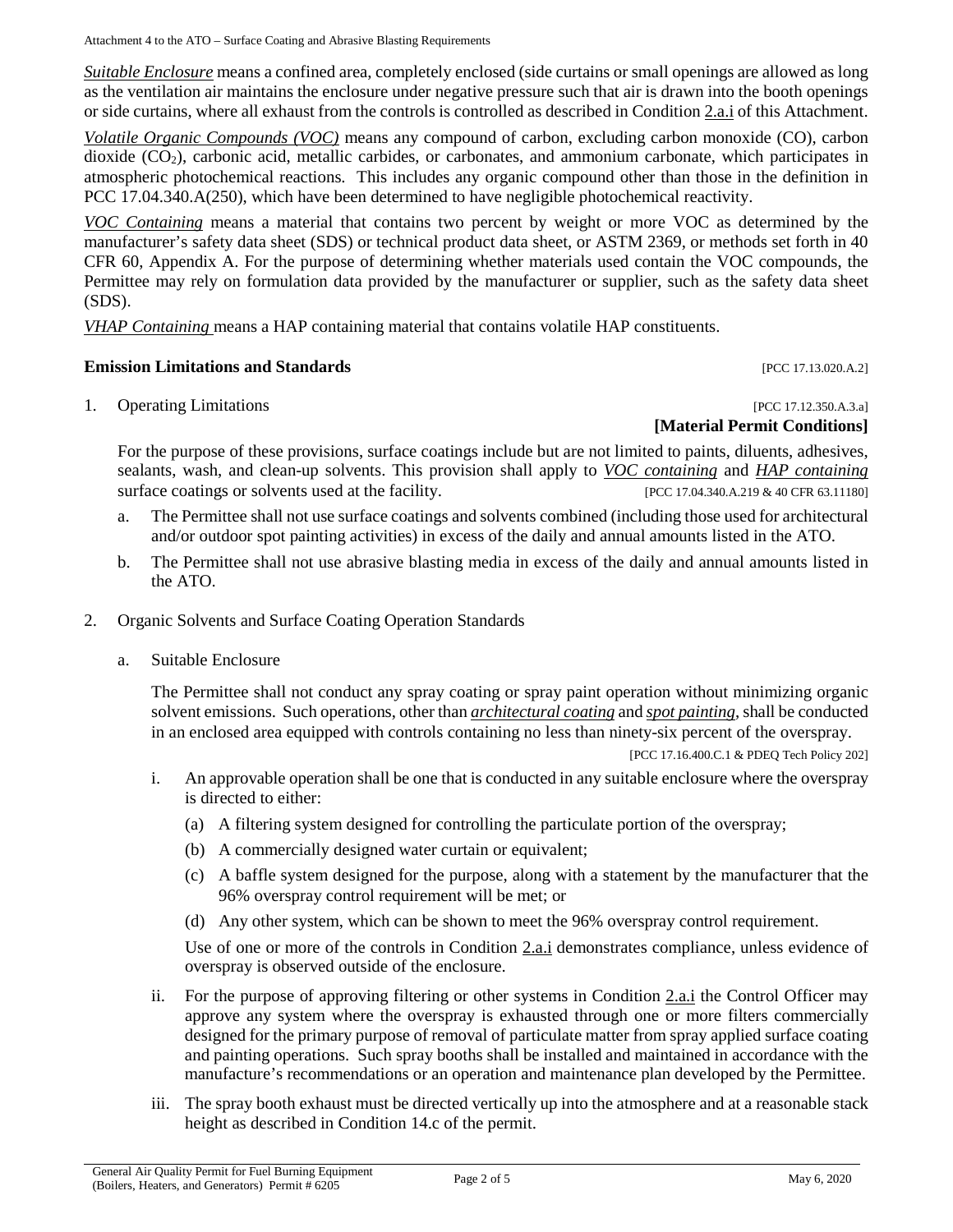*Suitable Enclosure* means a confined area, completely enclosed (side curtains or small openings are allowed as long as the ventilation air maintains the enclosure under negative pressure such that air is drawn into the booth openings or side curtains, where all exhaust from the controls is controlled as described in Condition 2.a.i of this Attachment.

*Volatile Organic Compounds (VOC)* means any compound of carbon, excluding carbon monoxide (CO), carbon dioxide ($CO_2$), carbonic acid, metallic carbides, or carbonates, and ammonium carbonate, which participates in atmospheric photochemical reactions. This includes any organic compound other than those in the definition in PCC 17.04.340.A(250), which have been determined to have negligible photochemical reactivity.

*VOC Containing* means a material that contains two percent by weight or more VOC as determined by the manufacturer's safety data sheet (SDS) or technical product data sheet, or ASTM 2369, or methods set forth in 40 CFR 60, Appendix A. For the purpose of determining whether materials used contain the VOC compounds, the Permittee may rely on formulation data provided by the manufacturer or supplier, such as the safety data sheet (SDS).

*VHAP Containing* means a HAP containing material that contains volatile HAP constituents.

**Emission Limitations and Standards** [PCC 17.13.020.A.2]

1. Operating Limitations [PCC 17.12.350.A.3.a]

   **[Material Permit Conditions]**

   For the purpose of these provisions, surface coatings include but are not limited to paints, diluents, adhesives, sealants, wash, and clean-up solvents. This provision shall apply to ***VOC containing*** and ***HAP containing*** surface coatings or solvents used at the facility. [PCC 17.04.340.A.219 & 40 CFR 63.11180]

   a. The Permittee shall not use surface coatings and solvents combined (including those used for architectural and/or outdoor spot painting activities) in excess of the daily and annual amounts listed in the ATO.

   b. The Permittee shall not use abrasive blasting media in excess of the daily and annual amounts listed in the ATO.

2. Organic Solvents and Surface Coating Operation Standards

   a. Suitable Enclosure

      The Permittee shall not conduct any spray coating or spray paint operation without minimizing organic solvent emissions. Such operations, other than ***architectural coating*** and ***spot painting***, shall be conducted in an enclosed area equipped with controls containing no less than ninety-six percent of the overspray.

      [PCC 17.16.400.C.1 & PDEQ Tech Policy 202]

      i. An approvable operation shall be one that is conducted in any suitable enclosure where the overspray is directed to either:

         (a) A filtering system designed for controlling the particulate portion of the overspray;

         (b) A commercially designed water curtain or equivalent;

         (c) A baffle system designed for the purpose, along with a statement by the manufacturer that the 96% overspray control requirement will be met; or

         (d) Any other system, which can be shown to meet the 96% overspray control requirement.

         Use of one or more of the controls in Condition 2.a.i demonstrates compliance, unless evidence of overspray is observed outside of the enclosure.

      ii. For the purpose of approving filtering or other systems in Condition 2.a.i the Control Officer may approve any system where the overspray is exhausted through one or more filters commercially designed for the primary purpose of removal of particulate matter from spray applied surface coating and painting operations. Such spray booths shall be installed and maintained in accordance with the manufacture's recommendations or an operation and maintenance plan developed by the Permittee.

      iii. The spray booth exhaust must be directed vertically up into the atmosphere and at a reasonable stack height as described in Condition 14.c of the permit.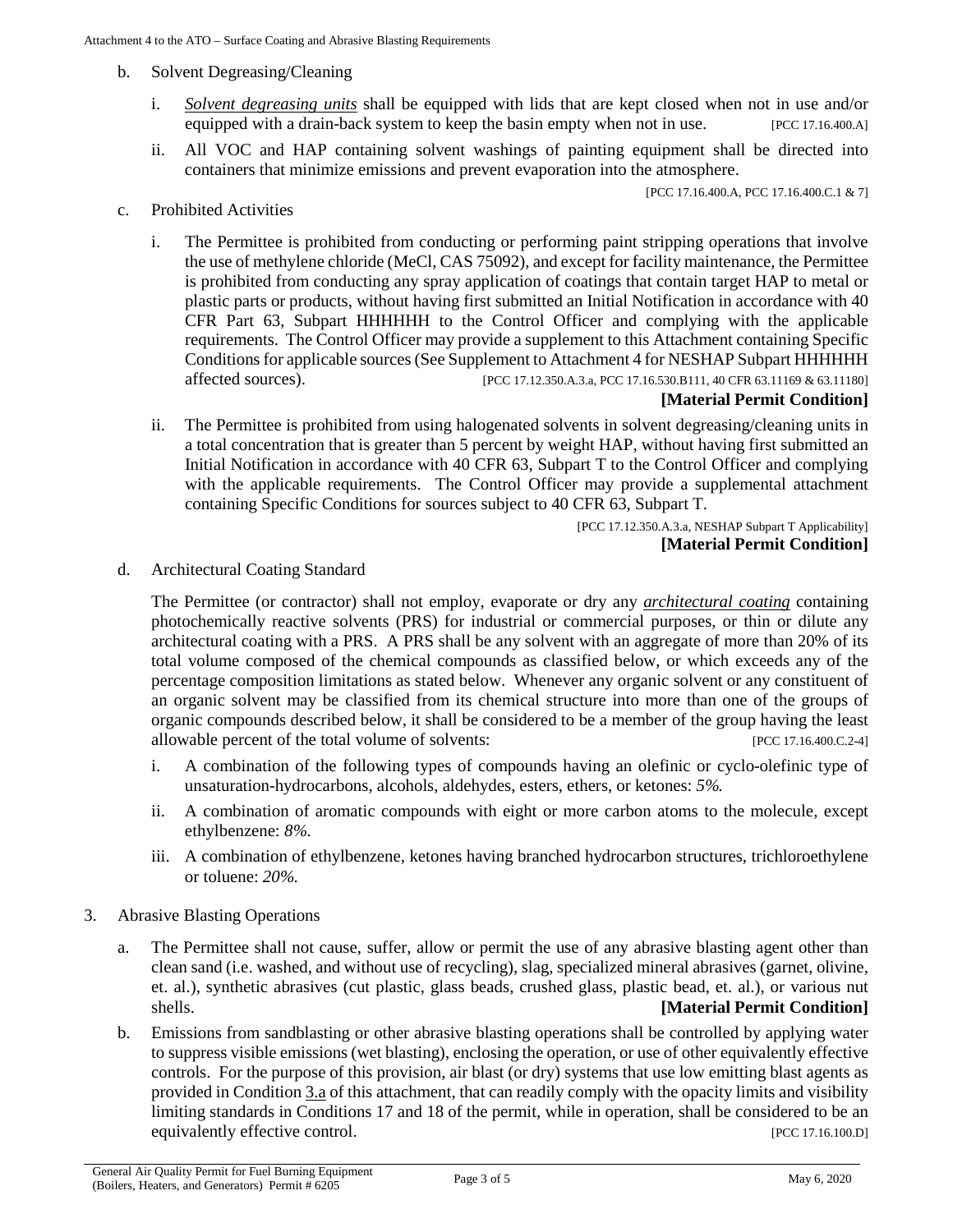b. Solvent Degreasing/Cleaning

   i. *Solvent degreasing units* shall be equipped with lids that are kept closed when not in use and/or equipped with a drain-back system to keep the basin empty when not in use. [PCC 17.16.400.A]

   ii. All VOC and HAP containing solvent washings of painting equipment shall be directed into containers that minimize emissions and prevent evaporation into the atmosphere. [PCC 17.16.400.A, PCC 17.16.400.C.1 & 7]

c. Prohibited Activities

   i. The Permittee is prohibited from conducting or performing paint stripping operations that involve the use of methylene chloride (MeCl, CAS 75092), and except for facility maintenance, the Permittee is prohibited from conducting any spray application of coatings that contain target HAP to metal or plastic parts or products, without having first submitted an Initial Notification in accordance with 40 CFR Part 63, Subpart HHHHHH to the Control Officer and complying with the applicable requirements. The Control Officer may provide a supplement to this Attachment containing Specific Conditions for applicable sources (See Supplement to Attachment 4 for NESHAP Subpart HHHHHH affected sources). [PCC 17.12.350.A.3.a, PCC 17.16.530.B111, 40 CFR 63.11169 & 63.11180]
   **[Material Permit Condition]**

   ii. The Permittee is prohibited from using halogenated solvents in solvent degreasing/cleaning units in a total concentration that is greater than 5 percent by weight HAP, without having first submitted an Initial Notification in accordance with 40 CFR 63, Subpart T to the Control Officer and complying with the applicable requirements. The Control Officer may provide a supplemental attachment containing Specific Conditions for sources subject to 40 CFR 63, Subpart T. [PCC 17.12.350.A.3.a, NESHAP Subpart T Applicability]
   **[Material Permit Condition]**

d. Architectural Coating Standard

   The Permittee (or contractor) shall not employ, evaporate or dry any *architectural coating* containing photochemically reactive solvents (PRS) for industrial or commercial purposes, or thin or dilute any architectural coating with a PRS. A PRS shall be any solvent with an aggregate of more than 20% of its total volume composed of the chemical compounds as classified below, or which exceeds any of the percentage composition limitations as stated below. Whenever any organic solvent or any constituent of an organic solvent may be classified from its chemical structure into more than one of the groups of organic compounds described below, it shall be considered to be a member of the group having the least allowable percent of the total volume of solvents: [PCC 17.16.400.C.2-4]

   i. A combination of the following types of compounds having an olefinic or cyclo-olefinic type of unsaturation-hydrocarbons, alcohols, aldehydes, esters, ethers, or ketones: *5%.*

   ii. A combination of aromatic compounds with eight or more carbon atoms to the molecule, except ethylbenzene: *8%.*

   iii. A combination of ethylbenzene, ketones having branched hydrocarbon structures, trichloroethylene or toluene: *20%.*

3. Abrasive Blasting Operations

   a. The Permittee shall not cause, suffer, allow or permit the use of any abrasive blasting agent other than clean sand (i.e. washed, and without use of recycling), slag, specialized mineral abrasives (garnet, olivine, et. al.), synthetic abrasives (cut plastic, glass beads, crushed glass, plastic bead, et. al.), or various nut shells. **[Material Permit Condition]**

   b. Emissions from sandblasting or other abrasive blasting operations shall be controlled by applying water to suppress visible emissions (wet blasting), enclosing the operation, or use of other equivalently effective controls. For the purpose of this provision, air blast (or dry) systems that use low emitting blast agents as provided in Condition 3.a of this attachment, that can readily comply with the opacity limits and visibility limiting standards in Conditions 17 and 18 of the permit, while in operation, shall be considered to be an equivalently effective control. [PCC 17.16.100.D]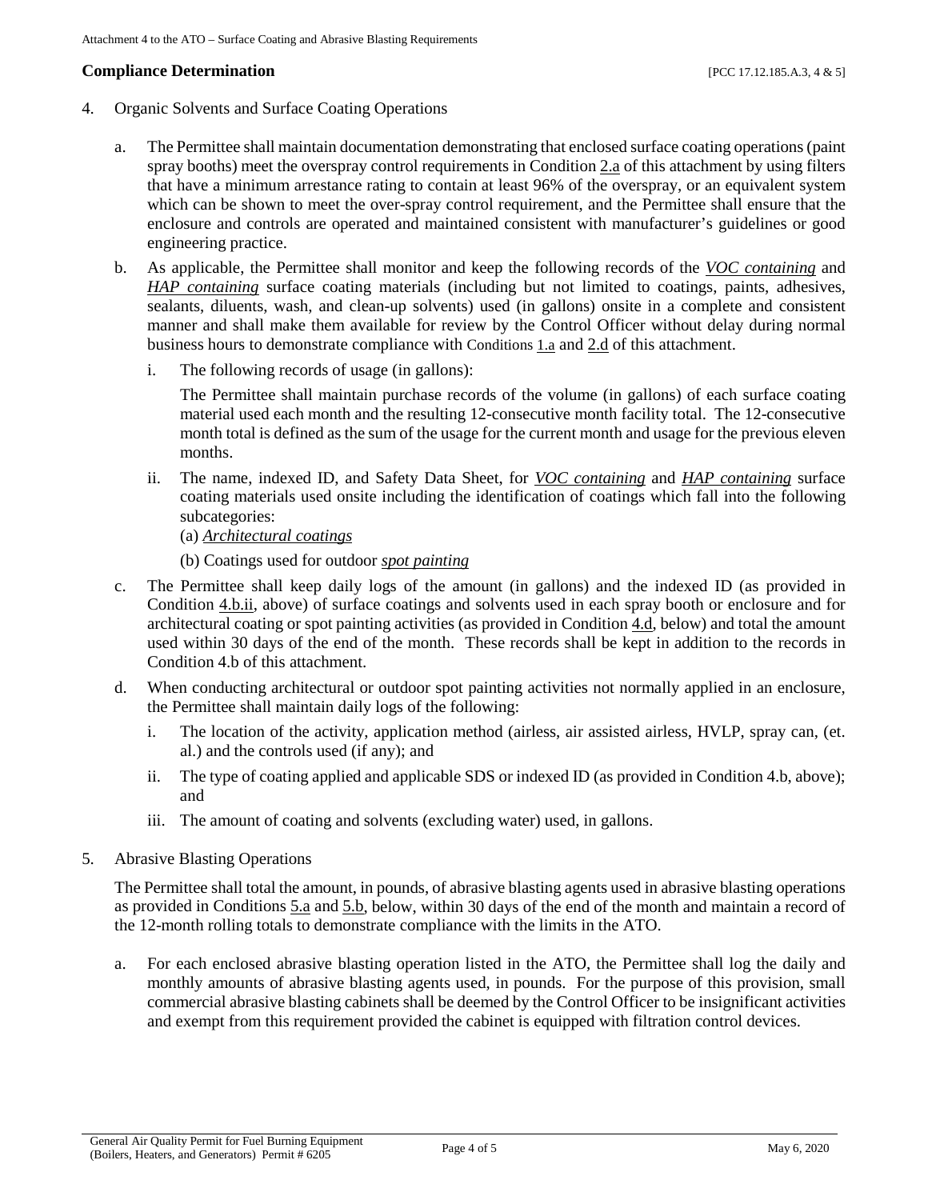## Compliance Determination [PCC 17.12.185.A.3, 4 & 5]

4. Organic Solvents and Surface Coating Operations

   a. The Permittee shall maintain documentation demonstrating that enclosed surface coating operations (paint spray booths) meet the overspray control requirements in Condition 2.a of this attachment by using filters that have a minimum arrestance rating to contain at least 96% of the overspray, or an equivalent system which can be shown to meet the over-spray control requirement, and the Permittee shall ensure that the enclosure and controls are operated and maintained consistent with manufacturer's guidelines or good engineering practice.

   b. As applicable, the Permittee shall monitor and keep the following records of the *VOC containing* and *HAP containing* surface coating materials (including but not limited to coatings, paints, adhesives, sealants, diluents, wash, and clean-up solvents) used (in gallons) onsite in a complete and consistent manner and shall make them available for review by the Control Officer without delay during normal business hours to demonstrate compliance with Conditions 1.a and 2.d of this attachment.

      i. The following records of usage (in gallons):

         The Permittee shall maintain purchase records of the volume (in gallons) of each surface coating material used each month and the resulting 12-consecutive month facility total. The 12-consecutive month total is defined as the sum of the usage for the current month and usage for the previous eleven months.

      ii. The name, indexed ID, and Safety Data Sheet, for *VOC containing* and *HAP containing* surface coating materials used onsite including the identification of coatings which fall into the following subcategories:

         (a) *Architectural coatings*

         (b) Coatings used for outdoor *spot painting*

   c. The Permittee shall keep daily logs of the amount (in gallons) and the indexed ID (as provided in Condition 4.b.ii, above) of surface coatings and solvents used in each spray booth or enclosure and for architectural coating or spot painting activities (as provided in Condition 4.d, below) and total the amount used within 30 days of the end of the month. These records shall be kept in addition to the records in Condition 4.b of this attachment.

   d. When conducting architectural or outdoor spot painting activities not normally applied in an enclosure, the Permittee shall maintain daily logs of the following:

      i. The location of the activity, application method (airless, air assisted airless, HVLP, spray can, (et. al.) and the controls used (if any); and

      ii. The type of coating applied and applicable SDS or indexed ID (as provided in Condition 4.b, above); and

      iii. The amount of coating and solvents (excluding water) used, in gallons.

5. Abrasive Blasting Operations

   The Permittee shall total the amount, in pounds, of abrasive blasting agents used in abrasive blasting operations as provided in Conditions 5.a and 5.b, below, within 30 days of the end of the month and maintain a record of the 12-month rolling totals to demonstrate compliance with the limits in the ATO.

   a. For each enclosed abrasive blasting operation listed in the ATO, the Permittee shall log the daily and monthly amounts of abrasive blasting agents used, in pounds. For the purpose of this provision, small commercial abrasive blasting cabinets shall be deemed by the Control Officer to be insignificant activities and exempt from this requirement provided the cabinet is equipped with filtration control devices.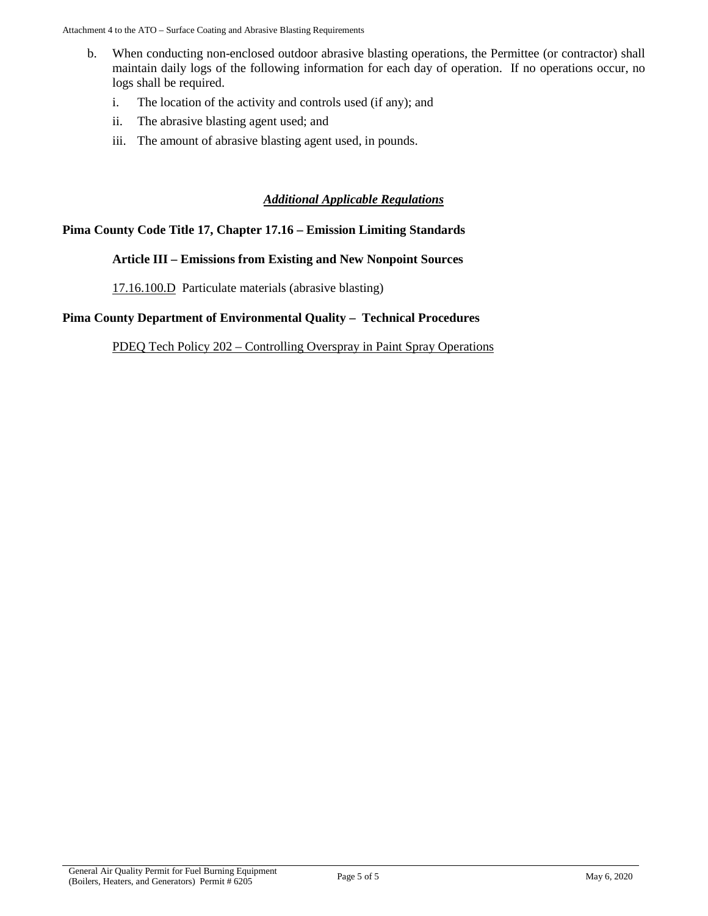b. When conducting non-enclosed outdoor abrasive blasting operations, the Permittee (or contractor) shall maintain daily logs of the following information for each day of operation. If no operations occur, no logs shall be required.

   i. The location of the activity and controls used (if any); and

   ii. The abrasive blasting agent used; and

   iii. The amount of abrasive blasting agent used, in pounds.

## ***Additional Applicable Regulations***

**Pima County Code Title 17, Chapter 17.16 – Emission Limiting Standards**

**Article III – Emissions from Existing and New Nonpoint Sources**

17.16.100.D Particulate materials (abrasive blasting)

**Pima County Department of Environmental Quality – Technical Procedures**

PDEQ Tech Policy 202 – Controlling Overspray in Paint Spray Operations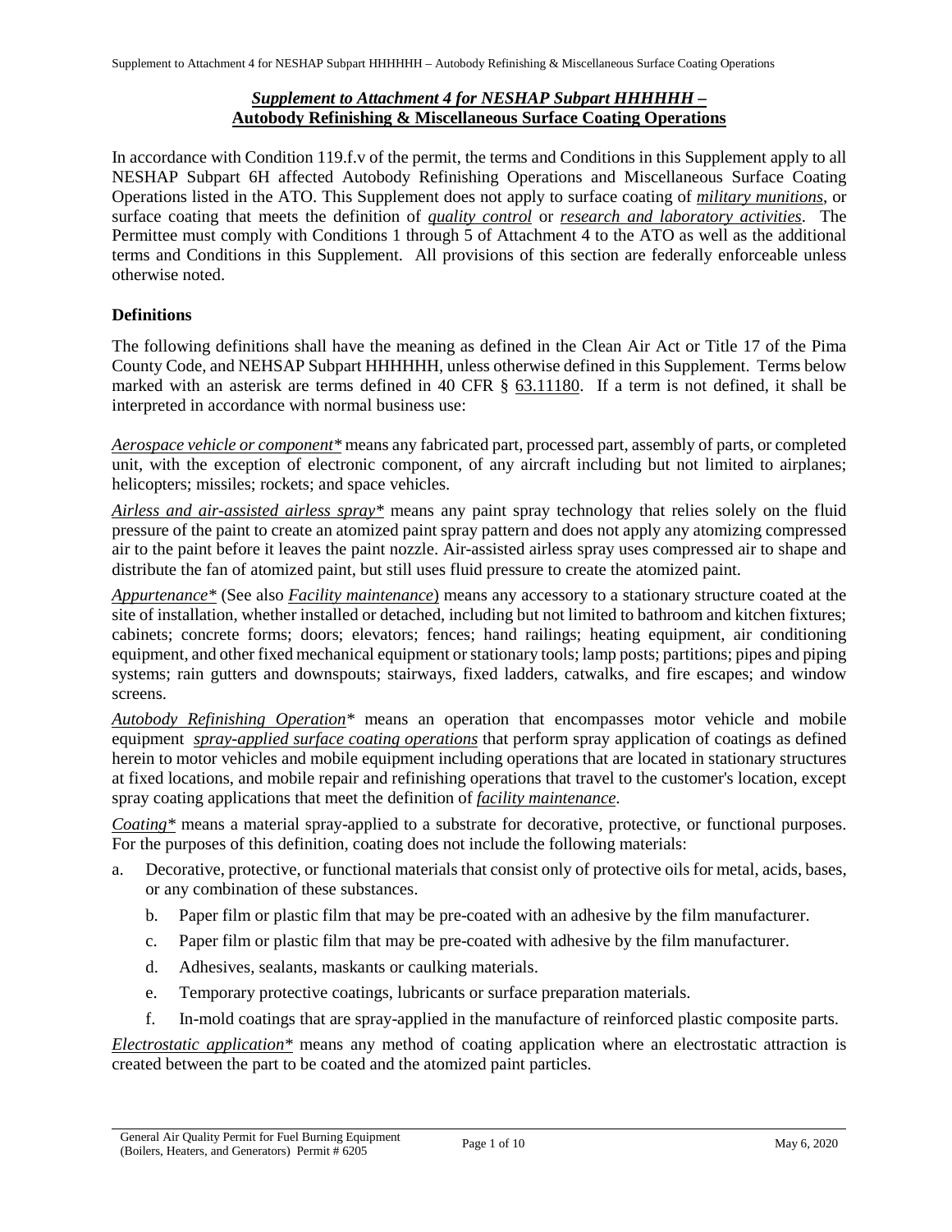## *Supplement to Attachment 4 for NESHAP Subpart HHHHHH –* **Autobody Refinishing & Miscellaneous Surface Coating Operations**

In accordance with Condition 119.f.v of the permit, the terms and Conditions in this Supplement apply to all NESHAP Subpart 6H affected Autobody Refinishing Operations and Miscellaneous Surface Coating Operations listed in the ATO. This Supplement does not apply to surface coating of *military munitions*, or surface coating that meets the definition of *quality control* or *research and laboratory activities*. The Permittee must comply with Conditions 1 through 5 of Attachment 4 to the ATO as well as the additional terms and Conditions in this Supplement. All provisions of this section are federally enforceable unless otherwise noted.

### Definitions

The following definitions shall have the meaning as defined in the Clean Air Act or Title 17 of the Pima County Code, and NEHSAP Subpart HHHHHH, unless otherwise defined in this Supplement. Terms below marked with an asterisk are terms defined in 40 CFR § 63.11180. If a term is not defined, it shall be interpreted in accordance with normal business use:

*Aerospace vehicle or component** means any fabricated part, processed part, assembly of parts, or completed unit, with the exception of electronic component, of any aircraft including but not limited to airplanes; helicopters; missiles; rockets; and space vehicles.

*Airless and air-assisted airless spray** means any paint spray technology that relies solely on the fluid pressure of the paint to create an atomized paint spray pattern and does not apply any atomizing compressed air to the paint before it leaves the paint nozzle. Air-assisted airless spray uses compressed air to shape and distribute the fan of atomized paint, but still uses fluid pressure to create the atomized paint.

*Appurtenance** (See also *Facility maintenance*) means any accessory to a stationary structure coated at the site of installation, whether installed or detached, including but not limited to bathroom and kitchen fixtures; cabinets; concrete forms; doors; elevators; fences; hand railings; heating equipment, air conditioning equipment, and other fixed mechanical equipment or stationary tools; lamp posts; partitions; pipes and piping systems; rain gutters and downspouts; stairways, fixed ladders, catwalks, and fire escapes; and window screens.

*Autobody Refinishing Operation** means an operation that encompasses motor vehicle and mobile equipment *spray-applied surface coating operations* that perform spray application of coatings as defined herein to motor vehicles and mobile equipment including operations that are located in stationary structures at fixed locations, and mobile repair and refinishing operations that travel to the customer's location, except spray coating applications that meet the definition of *facility maintenance*.

*Coating** means a material spray-applied to a substrate for decorative, protective, or functional purposes. For the purposes of this definition, coating does not include the following materials:

a. Decorative, protective, or functional materials that consist only of protective oils for metal, acids, bases, or any combination of these substances.
b. Paper film or plastic film that may be pre-coated with an adhesive by the film manufacturer.
c. Paper film or plastic film that may be pre-coated with adhesive by the film manufacturer.
d. Adhesives, sealants, maskants or caulking materials.
e. Temporary protective coatings, lubricants or surface preparation materials.
f. In-mold coatings that are spray-applied in the manufacture of reinforced plastic composite parts.

*Electrostatic application** means any method of coating application where an electrostatic attraction is created between the part to be coated and the atomized paint particles.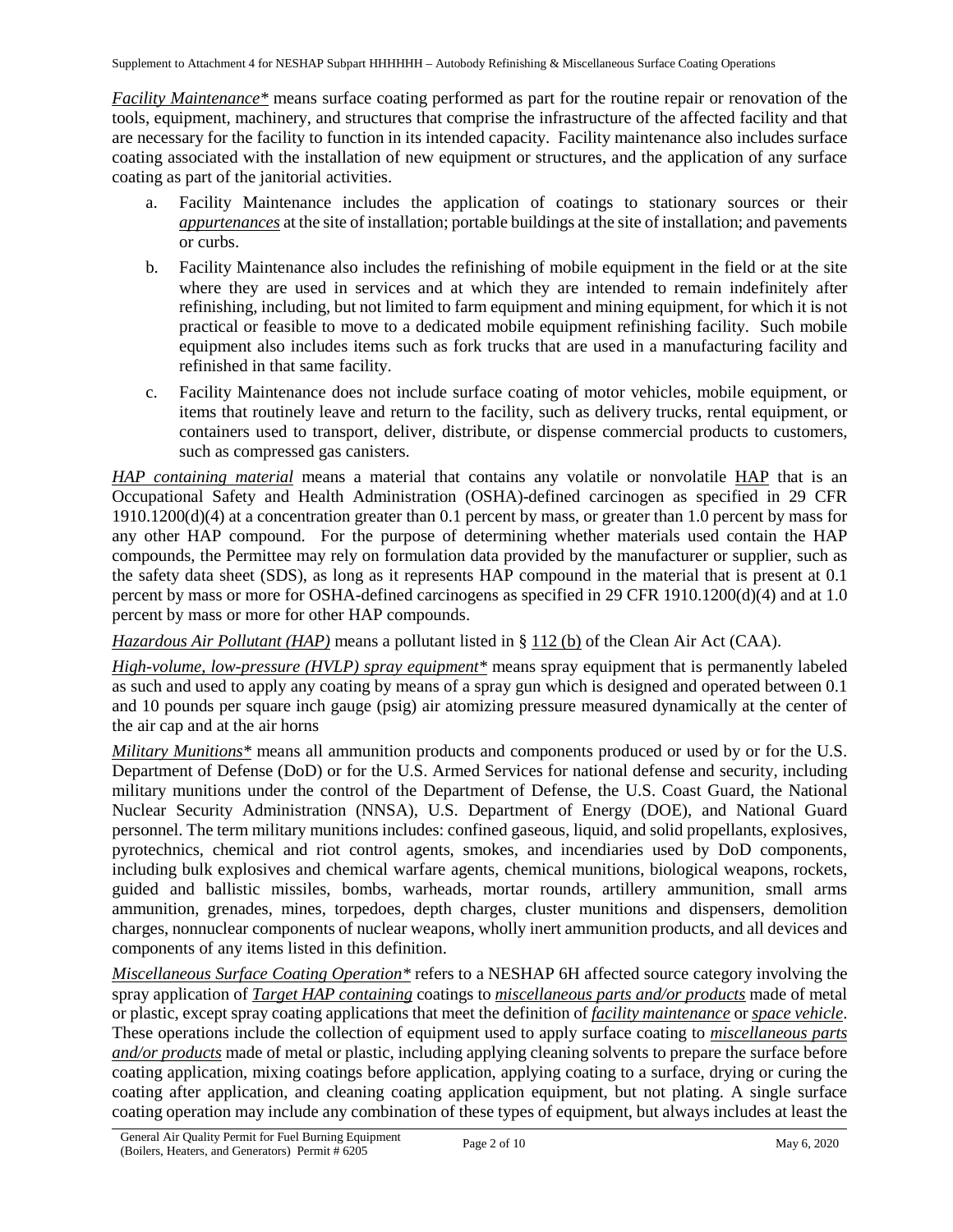*Facility Maintenance** means surface coating performed as part for the routine repair or renovation of the tools, equipment, machinery, and structures that comprise the infrastructure of the affected facility and that are necessary for the facility to function in its intended capacity. Facility maintenance also includes surface coating associated with the installation of new equipment or structures, and the application of any surface coating as part of the janitorial activities.

a. Facility Maintenance includes the application of coatings to stationary sources or their *appurtenances* at the site of installation; portable buildings at the site of installation; and pavements or curbs.

b. Facility Maintenance also includes the refinishing of mobile equipment in the field or at the site where they are used in services and at which they are intended to remain indefinitely after refinishing, including, but not limited to farm equipment and mining equipment, for which it is not practical or feasible to move to a dedicated mobile equipment refinishing facility. Such mobile equipment also includes items such as fork trucks that are used in a manufacturing facility and refinished in that same facility.

c. Facility Maintenance does not include surface coating of motor vehicles, mobile equipment, or items that routinely leave and return to the facility, such as delivery trucks, rental equipment, or containers used to transport, deliver, distribute, or dispense commercial products to customers, such as compressed gas canisters.

*HAP containing material* means a material that contains any volatile or nonvolatile HAP that is an Occupational Safety and Health Administration (OSHA)-defined carcinogen as specified in 29 CFR 1910.1200(d)(4) at a concentration greater than 0.1 percent by mass, or greater than 1.0 percent by mass for any other HAP compound. For the purpose of determining whether materials used contain the HAP compounds, the Permittee may rely on formulation data provided by the manufacturer or supplier, such as the safety data sheet (SDS), as long as it represents HAP compound in the material that is present at 0.1 percent by mass or more for OSHA-defined carcinogens as specified in 29 CFR 1910.1200(d)(4) and at 1.0 percent by mass or more for other HAP compounds.

*Hazardous Air Pollutant (HAP)* means a pollutant listed in § 112 (b) of the Clean Air Act (CAA).

*High-volume, low-pressure (HVLP) spray equipment** means spray equipment that is permanently labeled as such and used to apply any coating by means of a spray gun which is designed and operated between 0.1 and 10 pounds per square inch gauge (psig) air atomizing pressure measured dynamically at the center of the air cap and at the air horns

*Military Munitions** means all ammunition products and components produced or used by or for the U.S. Department of Defense (DoD) or for the U.S. Armed Services for national defense and security, including military munitions under the control of the Department of Defense, the U.S. Coast Guard, the National Nuclear Security Administration (NNSA), U.S. Department of Energy (DOE), and National Guard personnel. The term military munitions includes: confined gaseous, liquid, and solid propellants, explosives, pyrotechnics, chemical and riot control agents, smokes, and incendiaries used by DoD components, including bulk explosives and chemical warfare agents, chemical munitions, biological weapons, rockets, guided and ballistic missiles, bombs, warheads, mortar rounds, artillery ammunition, small arms ammunition, grenades, mines, torpedoes, depth charges, cluster munitions and dispensers, demolition charges, nonnuclear components of nuclear weapons, wholly inert ammunition products, and all devices and components of any items listed in this definition.

*Miscellaneous Surface Coating Operation** refers to a NESHAP 6H affected source category involving the spray application of *Target HAP containing* coatings to *miscellaneous parts and/or products* made of metal or plastic, except spray coating applications that meet the definition of *facility maintenance* or *space vehicle*. These operations include the collection of equipment used to apply surface coating to *miscellaneous parts and/or products* made of metal or plastic, including applying cleaning solvents to prepare the surface before coating application, mixing coatings before application, applying coating to a surface, drying or curing the coating after application, and cleaning coating application equipment, but not plating. A single surface coating operation may include any combination of these types of equipment, but always includes at least the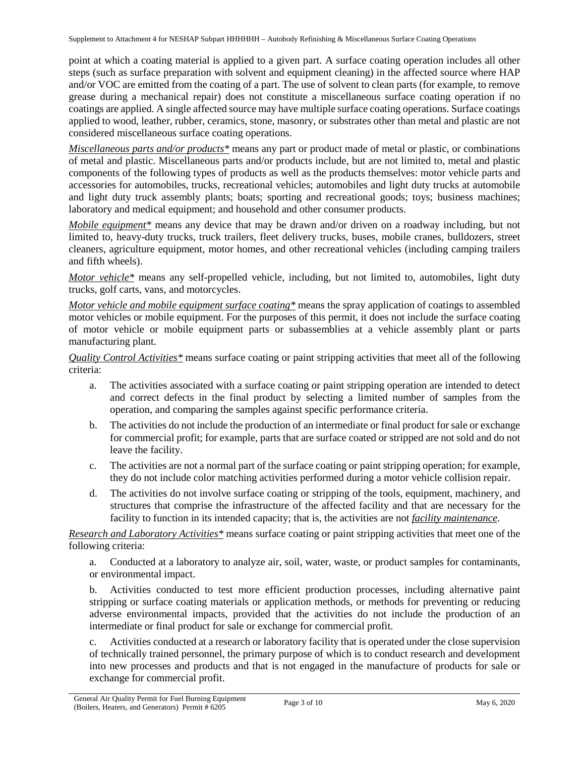point at which a coating material is applied to a given part. A surface coating operation includes all other steps (such as surface preparation with solvent and equipment cleaning) in the affected source where HAP and/or VOC are emitted from the coating of a part. The use of solvent to clean parts (for example, to remove grease during a mechanical repair) does not constitute a miscellaneous surface coating operation if no coatings are applied. A single affected source may have multiple surface coating operations. Surface coatings applied to wood, leather, rubber, ceramics, stone, masonry, or substrates other than metal and plastic are not considered miscellaneous surface coating operations.

*Miscellaneous parts and/or products** means any part or product made of metal or plastic, or combinations of metal and plastic. Miscellaneous parts and/or products include, but are not limited to, metal and plastic components of the following types of products as well as the products themselves: motor vehicle parts and accessories for automobiles, trucks, recreational vehicles; automobiles and light duty trucks at automobile and light duty truck assembly plants; boats; sporting and recreational goods; toys; business machines; laboratory and medical equipment; and household and other consumer products.

*Mobile equipment** means any device that may be drawn and/or driven on a roadway including, but not limited to, heavy-duty trucks, truck trailers, fleet delivery trucks, buses, mobile cranes, bulldozers, street cleaners, agriculture equipment, motor homes, and other recreational vehicles (including camping trailers and fifth wheels).

*Motor vehicle** means any self-propelled vehicle, including, but not limited to, automobiles, light duty trucks, golf carts, vans, and motorcycles.

*Motor vehicle and mobile equipment surface coating** means the spray application of coatings to assembled motor vehicles or mobile equipment. For the purposes of this permit, it does not include the surface coating of motor vehicle or mobile equipment parts or subassemblies at a vehicle assembly plant or parts manufacturing plant.

*Quality Control Activities** means surface coating or paint stripping activities that meet all of the following criteria:

a. The activities associated with a surface coating or paint stripping operation are intended to detect and correct defects in the final product by selecting a limited number of samples from the operation, and comparing the samples against specific performance criteria.

b. The activities do not include the production of an intermediate or final product for sale or exchange for commercial profit; for example, parts that are surface coated or stripped are not sold and do not leave the facility.

c. The activities are not a normal part of the surface coating or paint stripping operation; for example, they do not include color matching activities performed during a motor vehicle collision repair.

d. The activities do not involve surface coating or stripping of the tools, equipment, machinery, and structures that comprise the infrastructure of the affected facility and that are necessary for the facility to function in its intended capacity; that is, the activities are not *facility maintenance*.

*Research and Laboratory Activities** means surface coating or paint stripping activities that meet one of the following criteria:

a. Conducted at a laboratory to analyze air, soil, water, waste, or product samples for contaminants, or environmental impact.

b. Activities conducted to test more efficient production processes, including alternative paint stripping or surface coating materials or application methods, or methods for preventing or reducing adverse environmental impacts, provided that the activities do not include the production of an intermediate or final product for sale or exchange for commercial profit.

c. Activities conducted at a research or laboratory facility that is operated under the close supervision of technically trained personnel, the primary purpose of which is to conduct research and development into new processes and products and that is not engaged in the manufacture of products for sale or exchange for commercial profit.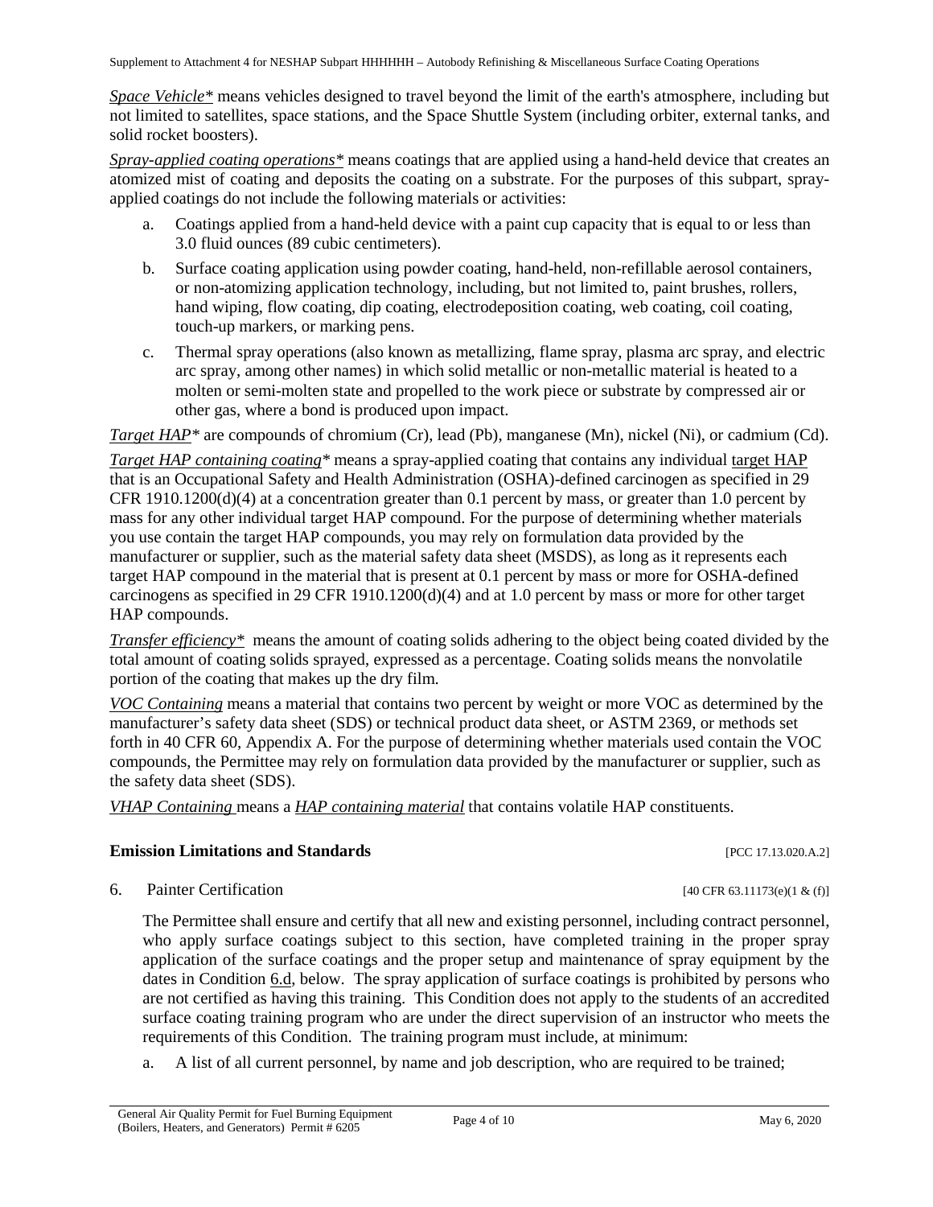*Space Vehicle** means vehicles designed to travel beyond the limit of the earth's atmosphere, including but not limited to satellites, space stations, and the Space Shuttle System (including orbiter, external tanks, and solid rocket boosters).

*Spray-applied coating operations** means coatings that are applied using a hand-held device that creates an atomized mist of coating and deposits the coating on a substrate. For the purposes of this subpart, spray-applied coatings do not include the following materials or activities:

a. Coatings applied from a hand-held device with a paint cup capacity that is equal to or less than 3.0 fluid ounces (89 cubic centimeters).

b. Surface coating application using powder coating, hand-held, non-refillable aerosol containers, or non-atomizing application technology, including, but not limited to, paint brushes, rollers, hand wiping, flow coating, dip coating, electrodeposition coating, web coating, coil coating, touch-up markers, or marking pens.

c. Thermal spray operations (also known as metallizing, flame spray, plasma arc spray, and electric arc spray, among other names) in which solid metallic or non-metallic material is heated to a molten or semi-molten state and propelled to the work piece or substrate by compressed air or other gas, where a bond is produced upon impact.

*Target HAP** are compounds of chromium (Cr), lead (Pb), manganese (Mn), nickel (Ni), or cadmium (Cd).

*Target HAP containing coating** means a spray-applied coating that contains any individual target HAP that is an Occupational Safety and Health Administration (OSHA)-defined carcinogen as specified in 29 CFR 1910.1200(d)(4) at a concentration greater than 0.1 percent by mass, or greater than 1.0 percent by mass for any other individual target HAP compound. For the purpose of determining whether materials you use contain the target HAP compounds, you may rely on formulation data provided by the manufacturer or supplier, such as the material safety data sheet (MSDS), as long as it represents each target HAP compound in the material that is present at 0.1 percent by mass or more for OSHA-defined carcinogens as specified in 29 CFR 1910.1200(d)(4) and at 1.0 percent by mass or more for other target HAP compounds.

*Transfer efficiency** means the amount of coating solids adhering to the object being coated divided by the total amount of coating solids sprayed, expressed as a percentage. Coating solids means the nonvolatile portion of the coating that makes up the dry film.

*VOC Containing* means a material that contains two percent by weight or more VOC as determined by the manufacturer's safety data sheet (SDS) or technical product data sheet, or ASTM 2369, or methods set forth in 40 CFR 60, Appendix A. For the purpose of determining whether materials used contain the VOC compounds, the Permittee may rely on formulation data provided by the manufacturer or supplier, such as the safety data sheet (SDS).

*VHAP Containing* means a *HAP containing material* that contains volatile HAP constituents.

## Emission Limitations and Standards [PCC 17.13.020.A.2]

6. Painter Certification [40 CFR 63.11173(e)(1 & (f)]

The Permittee shall ensure and certify that all new and existing personnel, including contract personnel, who apply surface coatings subject to this section, have completed training in the proper spray application of the surface coatings and the proper setup and maintenance of spray equipment by the dates in Condition 6.d, below. The spray application of surface coatings is prohibited by persons who are not certified as having this training. This Condition does not apply to the students of an accredited surface coating training program who are under the direct supervision of an instructor who meets the requirements of this Condition. The training program must include, at minimum:

a. A list of all current personnel, by name and job description, who are required to be trained;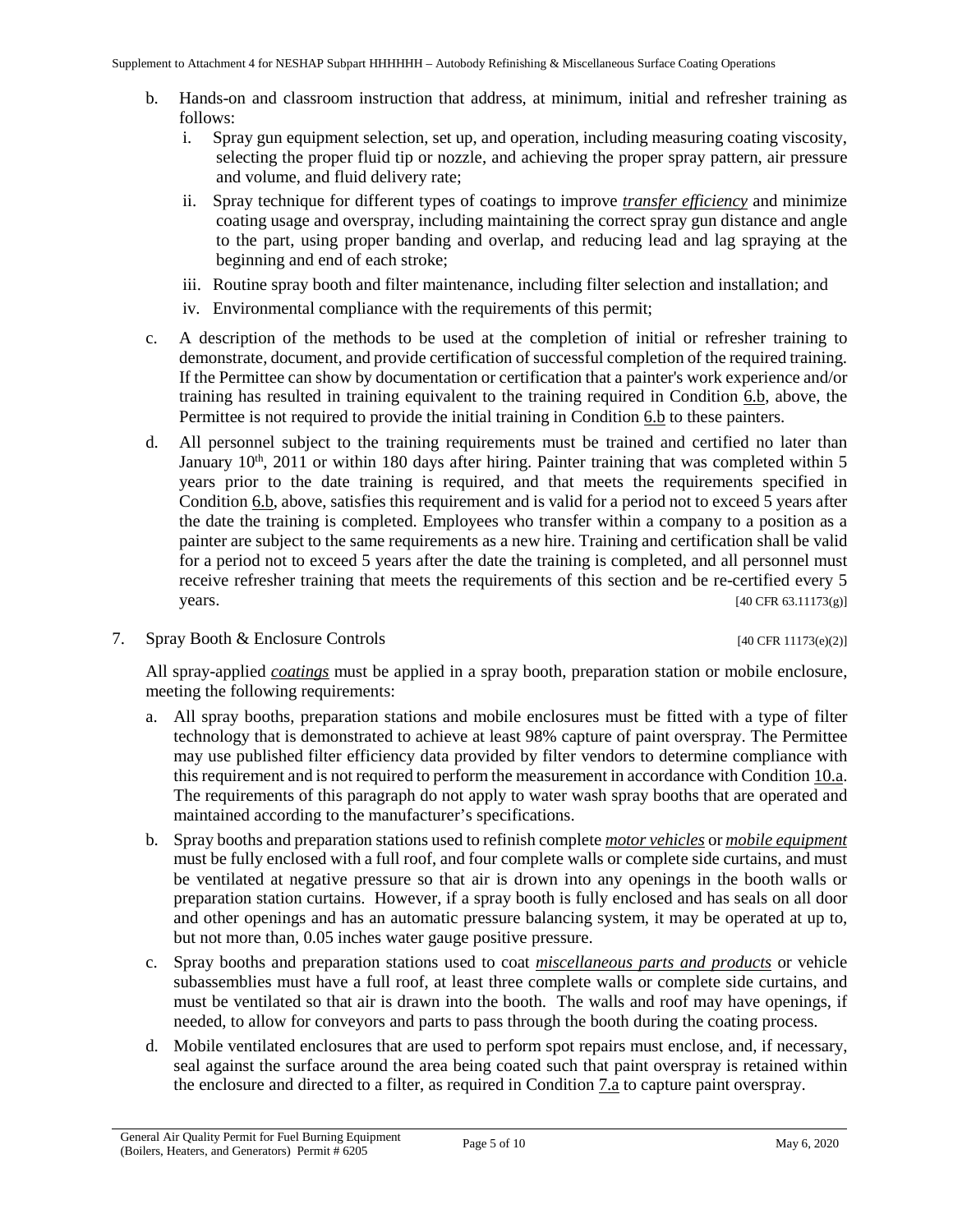b. Hands-on and classroom instruction that address, at minimum, initial and refresher training as follows:
   i. Spray gun equipment selection, set up, and operation, including measuring coating viscosity, selecting the proper fluid tip or nozzle, and achieving the proper spray pattern, air pressure and volume, and fluid delivery rate;
   ii. Spray technique for different types of coatings to improve ***transfer efficiency*** and minimize coating usage and overspray, including maintaining the correct spray gun distance and angle to the part, using proper banding and overlap, and reducing lead and lag spraying at the beginning and end of each stroke;
   iii. Routine spray booth and filter maintenance, including filter selection and installation; and
   iv. Environmental compliance with the requirements of this permit;

c. A description of the methods to be used at the completion of initial or refresher training to demonstrate, document, and provide certification of successful completion of the required training. If the Permittee can show by documentation or certification that a painter's work experience and/or training has resulted in training equivalent to the training required in Condition 6.b, above, the Permittee is not required to provide the initial training in Condition 6.b to these painters.

d. All personnel subject to the training requirements must be trained and certified no later than January 10th, 2011 or within 180 days after hiring. Painter training that was completed within 5 years prior to the date training is required, and that meets the requirements specified in Condition 6.b, above, satisfies this requirement and is valid for a period not to exceed 5 years after the date the training is completed. Employees who transfer within a company to a position as a painter are subject to the same requirements as a new hire. Training and certification shall be valid for a period not to exceed 5 years after the date the training is completed, and all personnel must receive refresher training that meets the requirements of this section and be re-certified every 5 years. [40 CFR 63.11173(g)]

7. Spray Booth & Enclosure Controls [40 CFR 11173(e)(2)]

All spray-applied ***coatings*** must be applied in a spray booth, preparation station or mobile enclosure, meeting the following requirements:

a. All spray booths, preparation stations and mobile enclosures must be fitted with a type of filter technology that is demonstrated to achieve at least 98% capture of paint overspray. The Permittee may use published filter efficiency data provided by filter vendors to determine compliance with this requirement and is not required to perform the measurement in accordance with Condition 10.a. The requirements of this paragraph do not apply to water wash spray booths that are operated and maintained according to the manufacturer's specifications.

b. Spray booths and preparation stations used to refinish complete ***motor vehicles*** or ***mobile equipment*** must be fully enclosed with a full roof, and four complete walls or complete side curtains, and must be ventilated at negative pressure so that air is drawn into any openings in the booth walls or preparation station curtains. However, if a spray booth is fully enclosed and has seals on all door and other openings and has an automatic pressure balancing system, it may be operated at up to, but not more than, 0.05 inches water gauge positive pressure.

c. Spray booths and preparation stations used to coat ***miscellaneous parts and products*** or vehicle subassemblies must have a full roof, at least three complete walls or complete side curtains, and must be ventilated so that air is drawn into the booth. The walls and roof may have openings, if needed, to allow for conveyors and parts to pass through the booth during the coating process.

d. Mobile ventilated enclosures that are used to perform spot repairs must enclose, and, if necessary, seal against the surface around the area being coated such that paint overspray is retained within the enclosure and directed to a filter, as required in Condition 7.a to capture paint overspray.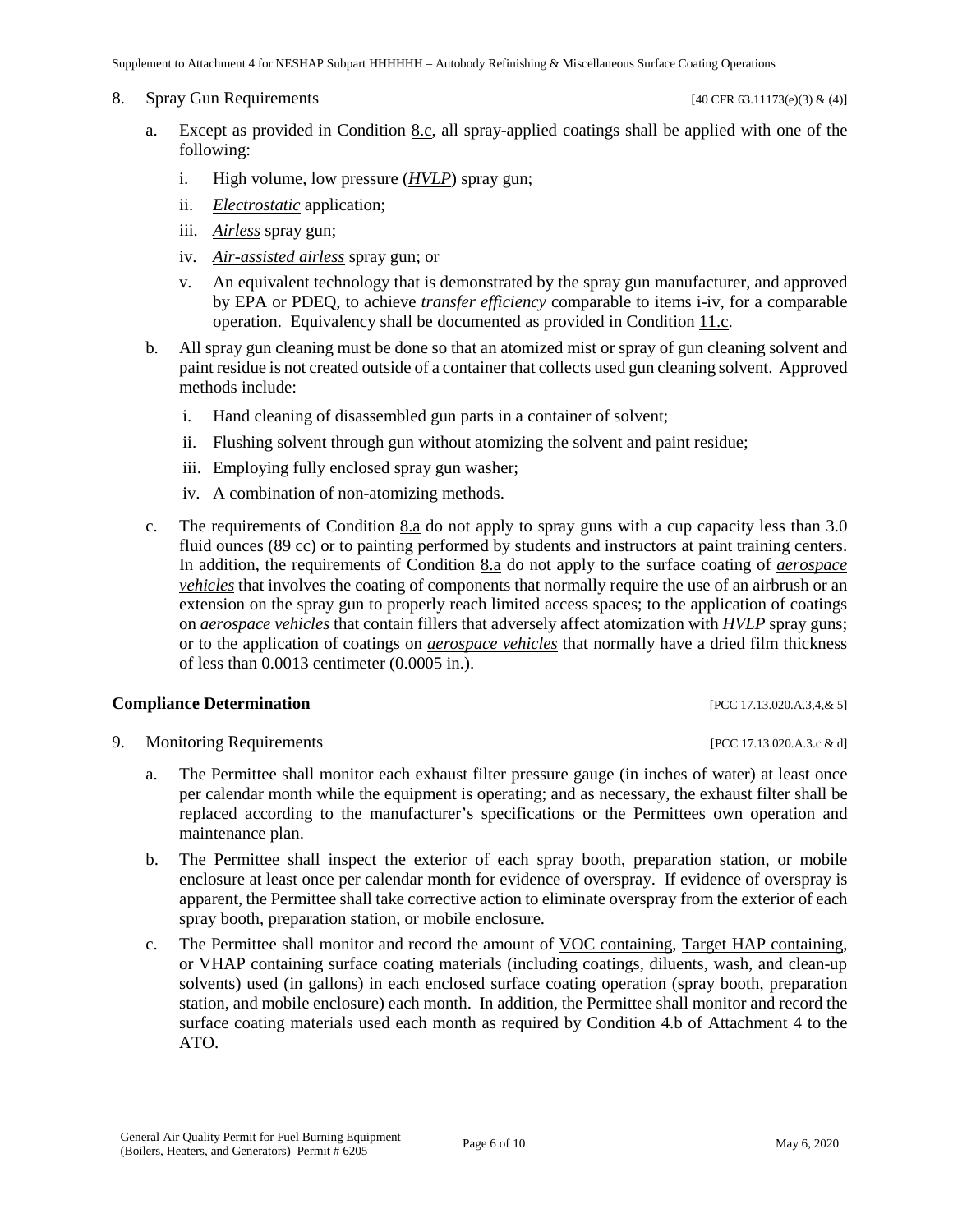8. Spray Gun Requirements [40 CFR 63.11173(e)(3) & (4)]

   a. Except as provided in Condition 8.c, all spray-applied coatings shall be applied with one of the following:

      i. High volume, low pressure (*HVLP*) spray gun;

      ii. *Electrostatic* application;

      iii. *Airless* spray gun;

      iv. *Air-assisted airless* spray gun; or

      v. An equivalent technology that is demonstrated by the spray gun manufacturer, and approved by EPA or PDEQ, to achieve *transfer efficiency* comparable to items i-iv, for a comparable operation. Equivalency shall be documented as provided in Condition 11.c.

   b. All spray gun cleaning must be done so that an atomized mist or spray of gun cleaning solvent and paint residue is not created outside of a container that collects used gun cleaning solvent. Approved methods include:

      i. Hand cleaning of disassembled gun parts in a container of solvent;

      ii. Flushing solvent through gun without atomizing the solvent and paint residue;

      iii. Employing fully enclosed spray gun washer;

      iv. A combination of non-atomizing methods.

   c. The requirements of Condition 8.a do not apply to spray guns with a cup capacity less than 3.0 fluid ounces (89 cc) or to painting performed by students and instructors at paint training centers. In addition, the requirements of Condition 8.a do not apply to the surface coating of *aerospace vehicles* that involves the coating of components that normally require the use of an airbrush or an extension on the spray gun to properly reach limited access spaces; to the application of coatings on *aerospace vehicles* that contain fillers that adversely affect atomization with *HVLP* spray guns; or to the application of coatings on *aerospace vehicles* that normally have a dried film thickness of less than 0.0013 centimeter (0.0005 in.).

## Compliance Determination [PCC 17.13.020.A.3,4,& 5]

9. Monitoring Requirements [PCC 17.13.020.A.3.c & d]

   a. The Permittee shall monitor each exhaust filter pressure gauge (in inches of water) at least once per calendar month while the equipment is operating; and as necessary, the exhaust filter shall be replaced according to the manufacturer's specifications or the Permittees own operation and maintenance plan.

   b. The Permittee shall inspect the exterior of each spray booth, preparation station, or mobile enclosure at least once per calendar month for evidence of overspray. If evidence of overspray is apparent, the Permittee shall take corrective action to eliminate overspray from the exterior of each spray booth, preparation station, or mobile enclosure.

   c. The Permittee shall monitor and record the amount of VOC containing, Target HAP containing, or VHAP containing surface coating materials (including coatings, diluents, wash, and clean-up solvents) used (in gallons) in each enclosed surface coating operation (spray booth, preparation station, and mobile enclosure) each month. In addition, the Permittee shall monitor and record the surface coating materials used each month as required by Condition 4.b of Attachment 4 to the ATO.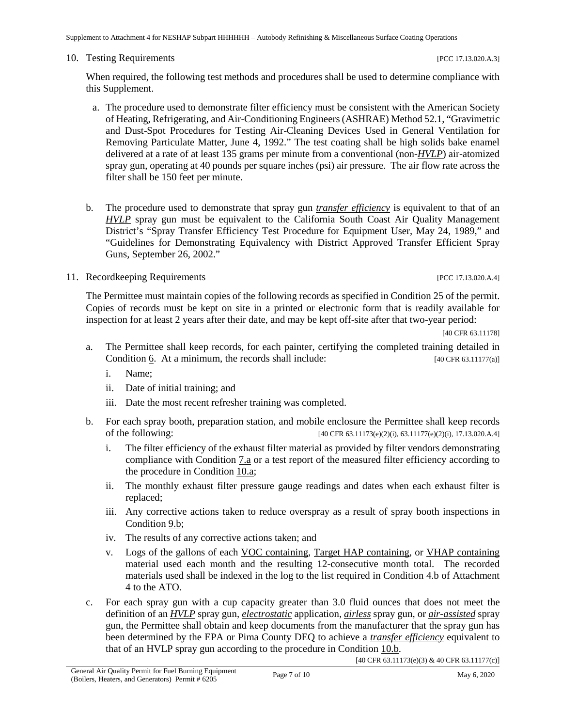10. Testing Requirements [PCC 17.13.020.A.3]

When required, the following test methods and procedures shall be used to determine compliance with this Supplement.

a. The procedure used to demonstrate filter efficiency must be consistent with the American Society of Heating, Refrigerating, and Air-Conditioning Engineers (ASHRAE) Method 52.1, "Gravimetric and Dust-Spot Procedures for Testing Air-Cleaning Devices Used in General Ventilation for Removing Particulate Matter, June 4, 1992." The test coating shall be high solids bake enamel delivered at a rate of at least 135 grams per minute from a conventional (non-*HVLP*) air-atomized spray gun, operating at 40 pounds per square inches (psi) air pressure. The air flow rate across the filter shall be 150 feet per minute.

b. The procedure used to demonstrate that spray gun *transfer efficiency* is equivalent to that of an *HVLP* spray gun must be equivalent to the California South Coast Air Quality Management District's "Spray Transfer Efficiency Test Procedure for Equipment User, May 24, 1989," and "Guidelines for Demonstrating Equivalency with District Approved Transfer Efficient Spray Guns, September 26, 2002."

11. Recordkeeping Requirements [PCC 17.13.020.A.4]

The Permittee must maintain copies of the following records as specified in Condition 25 of the permit. Copies of records must be kept on site in a printed or electronic form that is readily available for inspection for at least 2 years after their date, and may be kept off-site after that two-year period:

[40 CFR 63.11178]

a. The Permittee shall keep records, for each painter, certifying the completed training detailed in Condition 6. At a minimum, the records shall include: [40 CFR 63.11177(a)]

   i. Name;

   ii. Date of initial training; and

   iii. Date the most recent refresher training was completed.

b. For each spray booth, preparation station, and mobile enclosure the Permittee shall keep records of the following: [40 CFR 63.11173(e)(2)(i), 63.11177(e)(2)(i), 17.13.020.A.4]

   i. The filter efficiency of the exhaust filter material as provided by filter vendors demonstrating compliance with Condition 7.a or a test report of the measured filter efficiency according to the procedure in Condition 10.a;

   ii. The monthly exhaust filter pressure gauge readings and dates when each exhaust filter is replaced;

   iii. Any corrective actions taken to reduce overspray as a result of spray booth inspections in Condition 9.b;

   iv. The results of any corrective actions taken; and

   v. Logs of the gallons of each VOC containing, Target HAP containing, or VHAP containing material used each month and the resulting 12-consecutive month total. The recorded materials used shall be indexed in the log to the list required in Condition 4.b of Attachment 4 to the ATO.

c. For each spray gun with a cup capacity greater than 3.0 fluid ounces that does not meet the definition of an *HVLP* spray gun, *electrostatic* application, *airless* spray gun, or *air-assisted* spray gun, the Permittee shall obtain and keep documents from the manufacturer that the spray gun has been determined by the EPA or Pima County DEQ to achieve a *transfer efficiency* equivalent to that of an HVLP spray gun according to the procedure in Condition 10.b.

[40 CFR 63.11173(e)(3) & 40 CFR 63.11177(c)]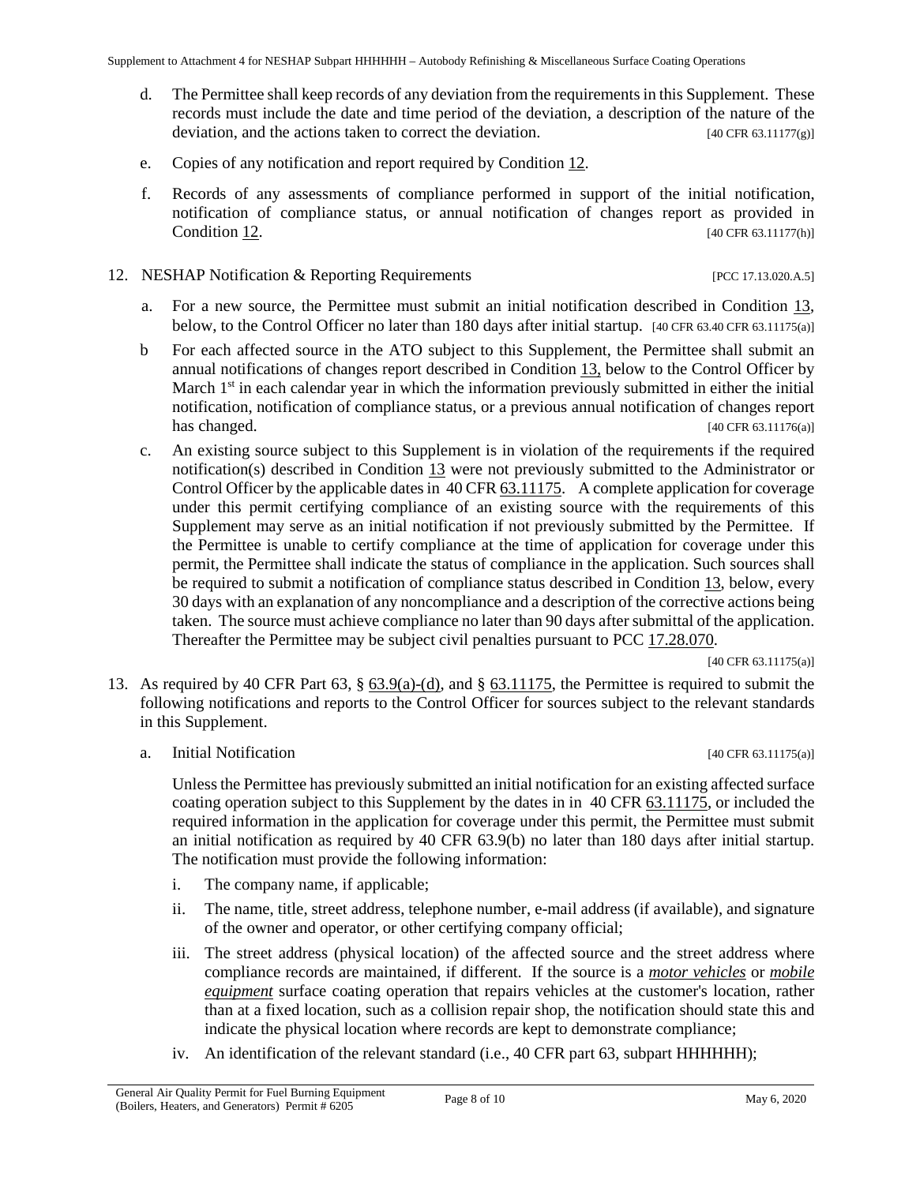d. The Permittee shall keep records of any deviation from the requirements in this Supplement. These records must include the date and time period of the deviation, a description of the nature of the deviation, and the actions taken to correct the deviation. [40 CFR 63.11177(g)]

e. Copies of any notification and report required by Condition 12.

f. Records of any assessments of compliance performed in support of the initial notification, notification of compliance status, or annual notification of changes report as provided in Condition 12. [40 CFR 63.11177(h)]

12. NESHAP Notification & Reporting Requirements [PCC 17.13.020.A.5]

a. For a new source, the Permittee must submit an initial notification described in Condition 13, below, to the Control Officer no later than 180 days after initial startup. [40 CFR 63.40 CFR 63.11175(a)]

b For each affected source in the ATO subject to this Supplement, the Permittee shall submit an annual notifications of changes report described in Condition 13, below to the Control Officer by March 1st in each calendar year in which the information previously submitted in either the initial notification, notification of compliance status, or a previous annual notification of changes report has changed. [40 CFR 63.11176(a)]

c. An existing source subject to this Supplement is in violation of the requirements if the required notification(s) described in Condition 13 were not previously submitted to the Administrator or Control Officer by the applicable dates in 40 CFR 63.11175. A complete application for coverage under this permit certifying compliance of an existing source with the requirements of this Supplement may serve as an initial notification if not previously submitted by the Permittee. If the Permittee is unable to certify compliance at the time of application for coverage under this permit, the Permittee shall indicate the status of compliance in the application. Such sources shall be required to submit a notification of compliance status described in Condition 13, below, every 30 days with an explanation of any noncompliance and a description of the corrective actions being taken. The source must achieve compliance no later than 90 days after submittal of the application. Thereafter the Permittee may be subject civil penalties pursuant to PCC 17.28.070. [40 CFR 63.11175(a)]

13. As required by 40 CFR Part 63, § 63.9(a)-(d), and § 63.11175, the Permittee is required to submit the following notifications and reports to the Control Officer for sources subject to the relevant standards in this Supplement.

a. Initial Notification [40 CFR 63.11175(a)]

Unless the Permittee has previously submitted an initial notification for an existing affected surface coating operation subject to this Supplement by the dates in in 40 CFR 63.11175, or included the required information in the application for coverage under this permit, the Permittee must submit an initial notification as required by 40 CFR 63.9(b) no later than 180 days after initial startup. The notification must provide the following information:

i. The company name, if applicable;

ii. The name, title, street address, telephone number, e-mail address (if available), and signature of the owner and operator, or other certifying company official;

iii. The street address (physical location) of the affected source and the street address where compliance records are maintained, if different. If the source is a ***motor vehicles*** or ***mobile equipment*** surface coating operation that repairs vehicles at the customer's location, rather than at a fixed location, such as a collision repair shop, the notification should state this and indicate the physical location where records are kept to demonstrate compliance;

iv. An identification of the relevant standard (i.e., 40 CFR part 63, subpart HHHHHH);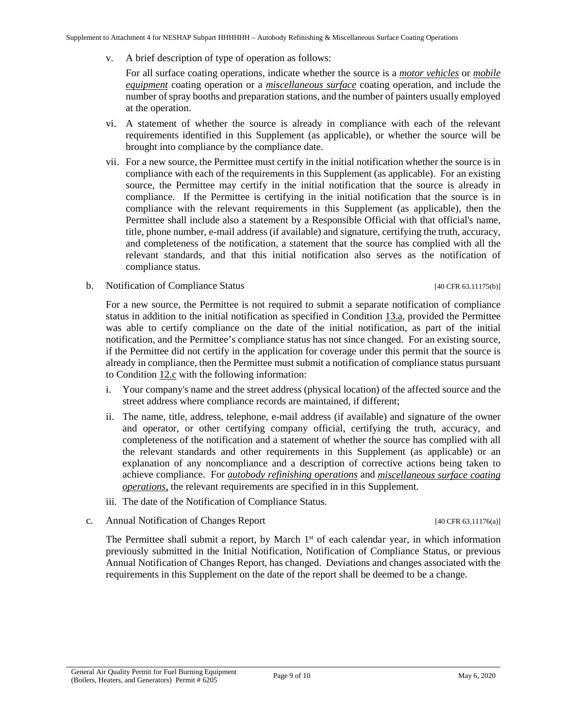v. A brief description of type of operation as follows:

For all surface coating operations, indicate whether the source is a *motor vehicles* or *mobile equipment* coating operation or a *miscellaneous surface* coating operation, and include the number of spray booths and preparation stations, and the number of painters usually employed at the operation.

vi. A statement of whether the source is already in compliance with each of the relevant requirements identified in this Supplement (as applicable), or whether the source will be brought into compliance by the compliance date.

vii. For a new source, the Permittee must certify in the initial notification whether the source is in compliance with each of the requirements in this Supplement (as applicable). For an existing source, the Permittee may certify in the initial notification that the source is already in compliance. If the Permittee is certifying in the initial notification that the source is in compliance with the relevant requirements in this Supplement (as applicable), then the Permittee shall include also a statement by a Responsible Official with that official's name, title, phone number, e-mail address (if available) and signature, certifying the truth, accuracy, and completeness of the notification, a statement that the source has complied with all the relevant standards, and that this initial notification also serves as the notification of compliance status.

b. Notification of Compliance Status [40 CFR 63.11175(b)]

For a new source, the Permittee is not required to submit a separate notification of compliance status in addition to the initial notification as specified in Condition 13.a, provided the Permittee was able to certify compliance on the date of the initial notification, as part of the initial notification, and the Permittee's compliance status has not since changed. For an existing source, if the Permittee did not certify in the application for coverage under this permit that the source is already in compliance, then the Permittee must submit a notification of compliance status pursuant to Condition 12.c with the following information:

i. Your company's name and the street address (physical location) of the affected source and the street address where compliance records are maintained, if different;

ii. The name, title, address, telephone, e-mail address (if available) and signature of the owner and operator, or other certifying company official, certifying the truth, accuracy, and completeness of the notification and a statement of whether the source has complied with all the relevant standards and other requirements in this Supplement (as applicable) or an explanation of any noncompliance and a description of corrective actions being taken to achieve compliance. For *autobody refinishing operations* and *miscellaneous surface coating operations*, the relevant requirements are specified in in this Supplement.

iii. The date of the Notification of Compliance Status.

c. Annual Notification of Changes Report [40 CFR 63.11176(a)]

The Permittee shall submit a report, by March 1st of each calendar year, in which information previously submitted in the Initial Notification, Notification of Compliance Status, or previous Annual Notification of Changes Report, has changed. Deviations and changes associated with the requirements in this Supplement on the date of the report shall be deemed to be a change.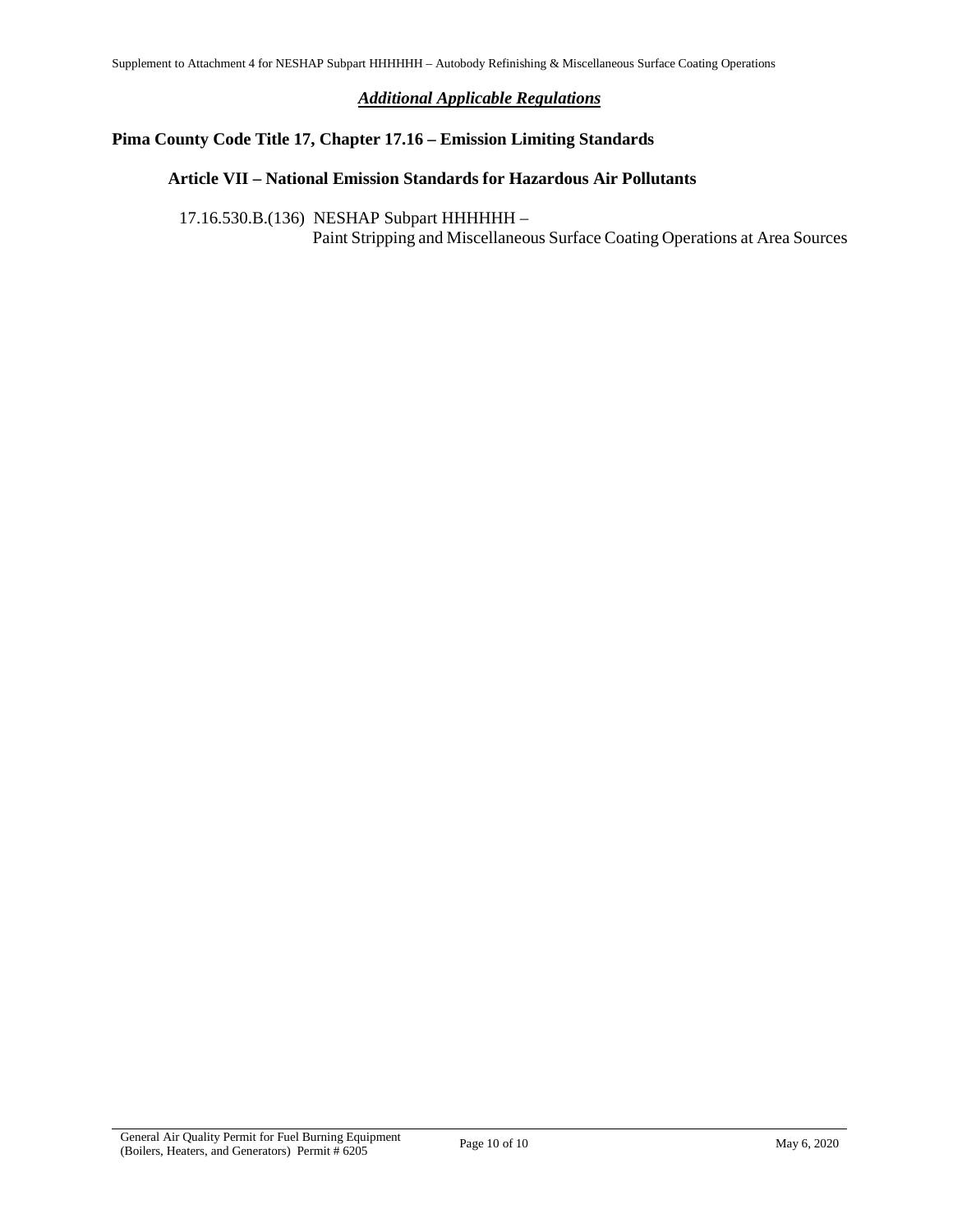***Additional Applicable Regulations***

## Pima County Code Title 17, Chapter 17.16 – Emission Limiting Standards

### Article VII – National Emission Standards for Hazardous Air Pollutants

17.16.530.B.(136) NESHAP Subpart HHHHHH –
Paint Stripping and Miscellaneous Surface Coating Operations at Area Sources